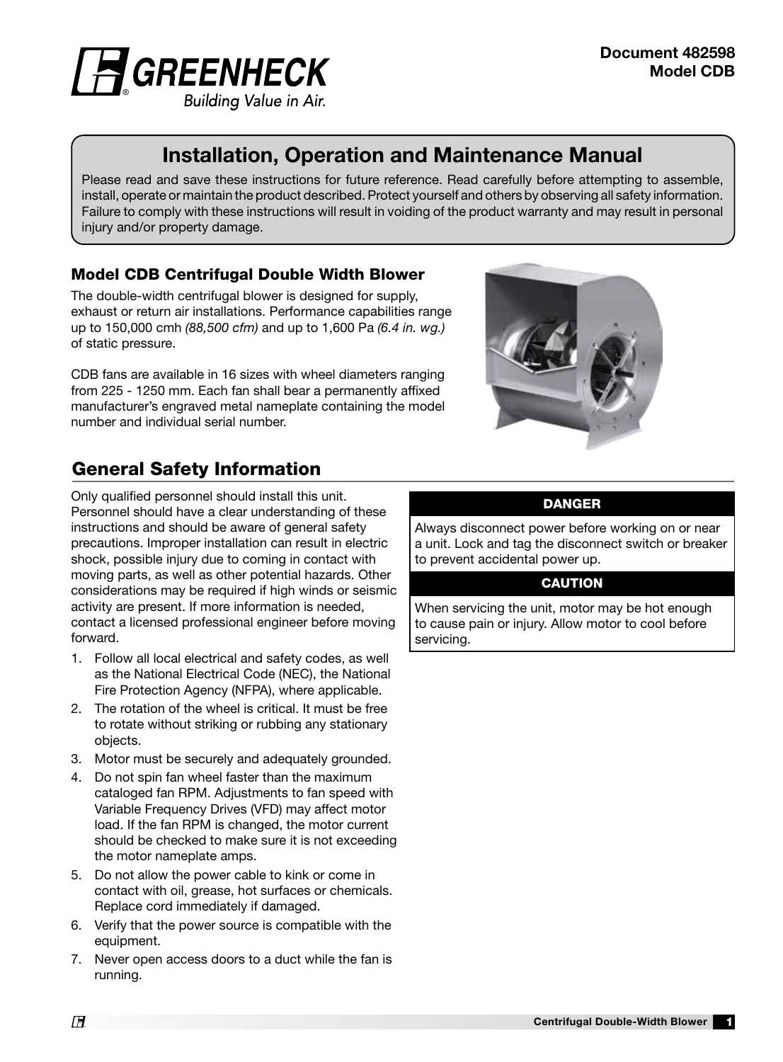Document 482598
Model CDB

# Installation, Operation and Maintenance Manual

Please read and save these instructions for future reference. Read carefully before attempting to assemble, install, operate or maintain the product described. Protect yourself and others by observing all safety information. Failure to comply with these instructions will result in voiding of the product warranty and may result in personal injury and/or property damage.

### Model CDB Centrifugal Double Width Blower

The double-width centrifugal blower is designed for supply, exhaust or return air installations. Performance capabilities range up to 150,000 cmh *(88,500 cfm)* and up to 1,600 Pa *(6.4 in. wg.)* of static pressure.

CDB fans are available in 16 sizes with wheel diameters ranging from 225 - 1250 mm. Each fan shall bear a permanently affixed manufacturer's engraved metal nameplate containing the model number and individual serial number.

## General Safety Information

Only qualified personnel should install this unit. Personnel should have a clear understanding of these instructions and should be aware of general safety precautions. Improper installation can result in electric shock, possible injury due to coming in contact with moving parts, as well as other potential hazards. Other considerations may be required if high winds or seismic activity are present. If more information is needed, contact a licensed professional engineer before moving forward.

1. Follow all local electrical and safety codes, as well as the National Electrical Code (NEC), the National Fire Protection Agency (NFPA), where applicable.
2. The rotation of the wheel is critical. It must be free to rotate without striking or rubbing any stationary objects.
3. Motor must be securely and adequately grounded.
4. Do not spin fan wheel faster than the maximum cataloged fan RPM. Adjustments to fan speed with Variable Frequency Drives (VFD) may affect motor load. If the fan RPM is changed, the motor current should be checked to make sure it is not exceeding the motor nameplate amps.
5. Do not allow the power cable to kink or come in contact with oil, grease, hot surfaces or chemicals. Replace cord immediately if damaged.
6. Verify that the power source is compatible with the equipment.
7. Never open access doors to a duct while the fan is running.

**DANGER**

Always disconnect power before working on or near a unit. Lock and tag the disconnect switch or breaker to prevent accidental power up.

**CAUTION**

When servicing the unit, motor may be hot enough to cause pain or injury. Allow motor to cool before servicing.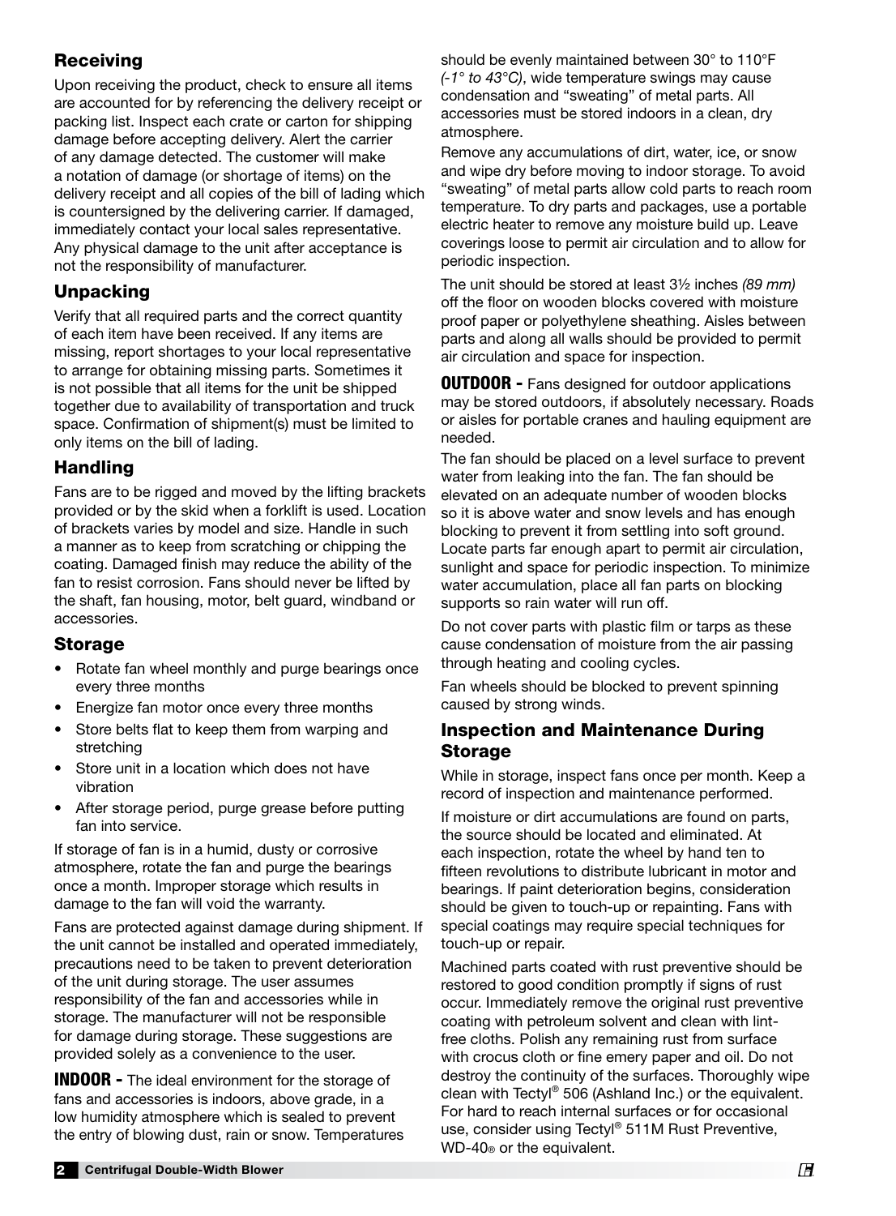## Receiving

Upon receiving the product, check to ensure all items are accounted for by referencing the delivery receipt or packing list. Inspect each crate or carton for shipping damage before accepting delivery. Alert the carrier of any damage detected. The customer will make a notation of damage (or shortage of items) on the delivery receipt and all copies of the bill of lading which is countersigned by the delivering carrier. If damaged, immediately contact your local sales representative. Any physical damage to the unit after acceptance is not the responsibility of manufacturer.

## Unpacking

Verify that all required parts and the correct quantity of each item have been received. If any items are missing, report shortages to your local representative to arrange for obtaining missing parts. Sometimes it is not possible that all items for the unit be shipped together due to availability of transportation and truck space. Confirmation of shipment(s) must be limited to only items on the bill of lading.

## Handling

Fans are to be rigged and moved by the lifting brackets provided or by the skid when a forklift is used. Location of brackets varies by model and size. Handle in such a manner as to keep from scratching or chipping the coating. Damaged finish may reduce the ability of the fan to resist corrosion. Fans should never be lifted by the shaft, fan housing, motor, belt guard, windband or accessories.

## Storage

- Rotate fan wheel monthly and purge bearings once every three months
- Energize fan motor once every three months
- Store belts flat to keep them from warping and stretching
- Store unit in a location which does not have vibration
- After storage period, purge grease before putting fan into service.

If storage of fan is in a humid, dusty or corrosive atmosphere, rotate the fan and purge the bearings once a month. Improper storage which results in damage to the fan will void the warranty.

Fans are protected against damage during shipment. If the unit cannot be installed and operated immediately, precautions need to be taken to prevent deterioration of the unit during storage. The user assumes responsibility of the fan and accessories while in storage. The manufacturer will not be responsible for damage during storage. These suggestions are provided solely as a convenience to the user.

**INDOOR -** The ideal environment for the storage of fans and accessories is indoors, above grade, in a low humidity atmosphere which is sealed to prevent the entry of blowing dust, rain or snow. Temperatures should be evenly maintained between 30° to 110°F *(-1° to 43°C)*, wide temperature swings may cause condensation and "sweating" of metal parts. All accessories must be stored indoors in a clean, dry atmosphere.

Remove any accumulations of dirt, water, ice, or snow and wipe dry before moving to indoor storage. To avoid "sweating" of metal parts allow cold parts to reach room temperature. To dry parts and packages, use a portable electric heater to remove any moisture build up. Leave coverings loose to permit air circulation and to allow for periodic inspection.

The unit should be stored at least 3½ inches *(89 mm)* off the floor on wooden blocks covered with moisture proof paper or polyethylene sheathing. Aisles between parts and along all walls should be provided to permit air circulation and space for inspection.

**OUTDOOR -** Fans designed for outdoor applications may be stored outdoors, if absolutely necessary. Roads or aisles for portable cranes and hauling equipment are needed.

The fan should be placed on a level surface to prevent water from leaking into the fan. The fan should be elevated on an adequate number of wooden blocks so it is above water and snow levels and has enough blocking to prevent it from settling into soft ground. Locate parts far enough apart to permit air circulation, sunlight and space for periodic inspection. To minimize water accumulation, place all fan parts on blocking supports so rain water will run off.

Do not cover parts with plastic film or tarps as these cause condensation of moisture from the air passing through heating and cooling cycles.

Fan wheels should be blocked to prevent spinning caused by strong winds.

## Inspection and Maintenance During Storage

While in storage, inspect fans once per month. Keep a record of inspection and maintenance performed.

If moisture or dirt accumulations are found on parts, the source should be located and eliminated. At each inspection, rotate the wheel by hand ten to fifteen revolutions to distribute lubricant in motor and bearings. If paint deterioration begins, consideration should be given to touch-up or repainting. Fans with special coatings may require special techniques for touch-up or repair.

Machined parts coated with rust preventive should be restored to good condition promptly if signs of rust occur. Immediately remove the original rust preventive coating with petroleum solvent and clean with lint-free cloths. Polish any remaining rust from surface with crocus cloth or fine emery paper and oil. Do not destroy the continuity of the surfaces. Thoroughly wipe clean with Tectyl® 506 (Ashland Inc.) or the equivalent. For hard to reach internal surfaces or for occasional use, consider using Tectyl® 511M Rust Preventive, WD-40® or the equivalent.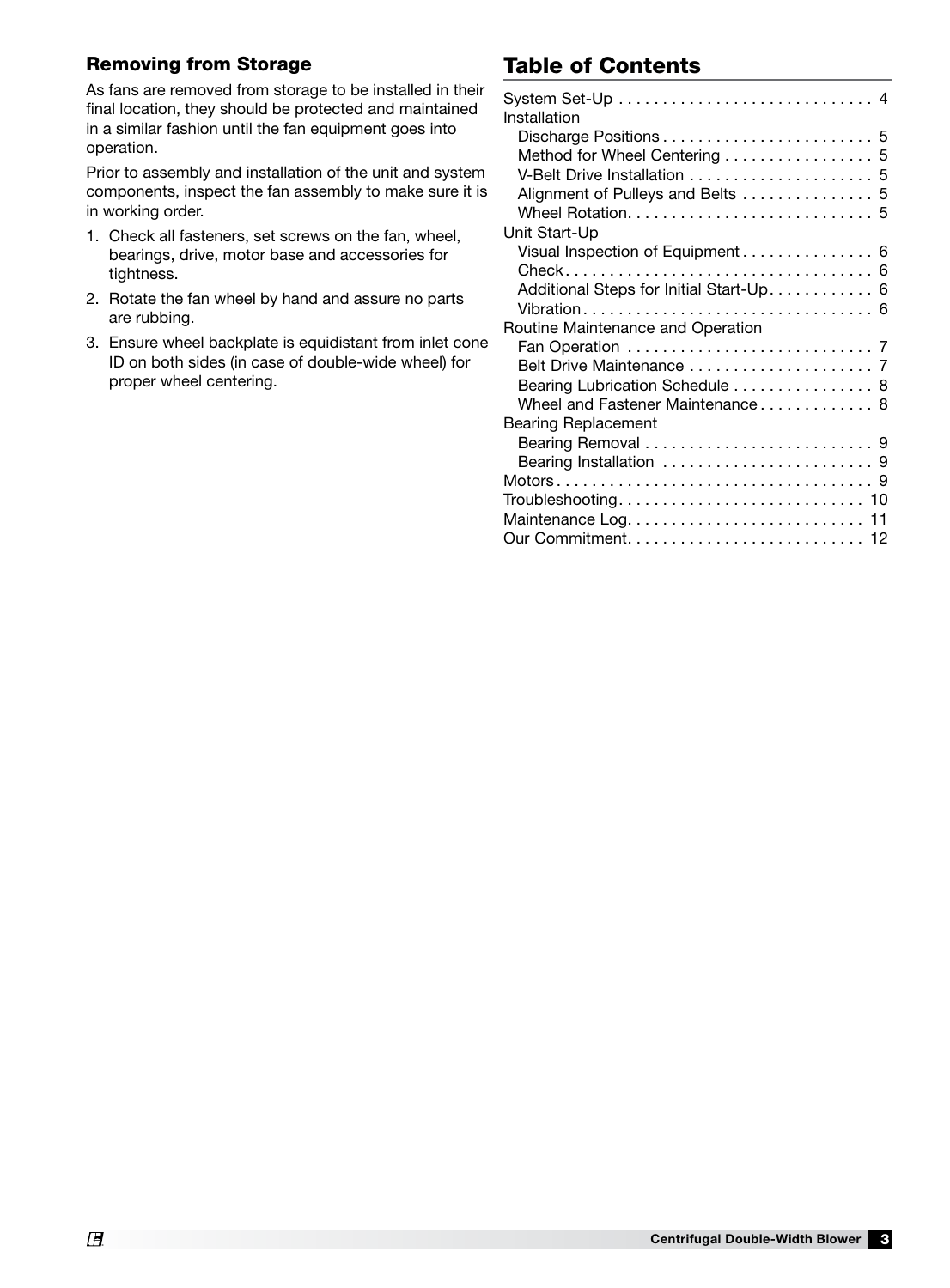### Removing from Storage

As fans are removed from storage to be installed in their final location, they should be protected and maintained in a similar fashion until the fan equipment goes into operation.

Prior to assembly and installation of the unit and system components, inspect the fan assembly to make sure it is in working order.

1. Check all fasteners, set screws on the fan, wheel, bearings, drive, motor base and accessories for tightness.
2. Rotate the fan wheel by hand and assure no parts are rubbing.
3. Ensure wheel backplate is equidistant from inlet cone ID on both sides (in case of double-wide wheel) for proper wheel centering.

## Table of Contents

System Set-Up . . . . . . . . . . . . . . . . . . . . . . . . . . . . . 4
Installation
  Discharge Positions . . . . . . . . . . . . . . . . . . . . . . . . 5
  Method for Wheel Centering . . . . . . . . . . . . . . . . . 5
  V-Belt Drive Installation . . . . . . . . . . . . . . . . . . . . . 5
  Alignment of Pulleys and Belts . . . . . . . . . . . . . . . 5
  Wheel Rotation. . . . . . . . . . . . . . . . . . . . . . . . . . . . 5
Unit Start-Up
  Visual Inspection of Equipment . . . . . . . . . . . . . . . 6
  Check . . . . . . . . . . . . . . . . . . . . . . . . . . . . . . . . . . . 6
  Additional Steps for Initial Start-Up. . . . . . . . . . . . 6
  Vibration . . . . . . . . . . . . . . . . . . . . . . . . . . . . . . . . 6
Routine Maintenance and Operation
  Fan Operation . . . . . . . . . . . . . . . . . . . . . . . . . . . . 7
  Belt Drive Maintenance . . . . . . . . . . . . . . . . . . . . . 7
  Bearing Lubrication Schedule . . . . . . . . . . . . . . . . 8
  Wheel and Fastener Maintenance . . . . . . . . . . . . . 8
Bearing Replacement
  Bearing Removal . . . . . . . . . . . . . . . . . . . . . . . . . . 9
  Bearing Installation . . . . . . . . . . . . . . . . . . . . . . . . 9
Motors . . . . . . . . . . . . . . . . . . . . . . . . . . . . . . . . . . . 9
Troubleshooting. . . . . . . . . . . . . . . . . . . . . . . . . . . . 10
Maintenance Log. . . . . . . . . . . . . . . . . . . . . . . . . . . 11
Our Commitment. . . . . . . . . . . . . . . . . . . . . . . . . . . 12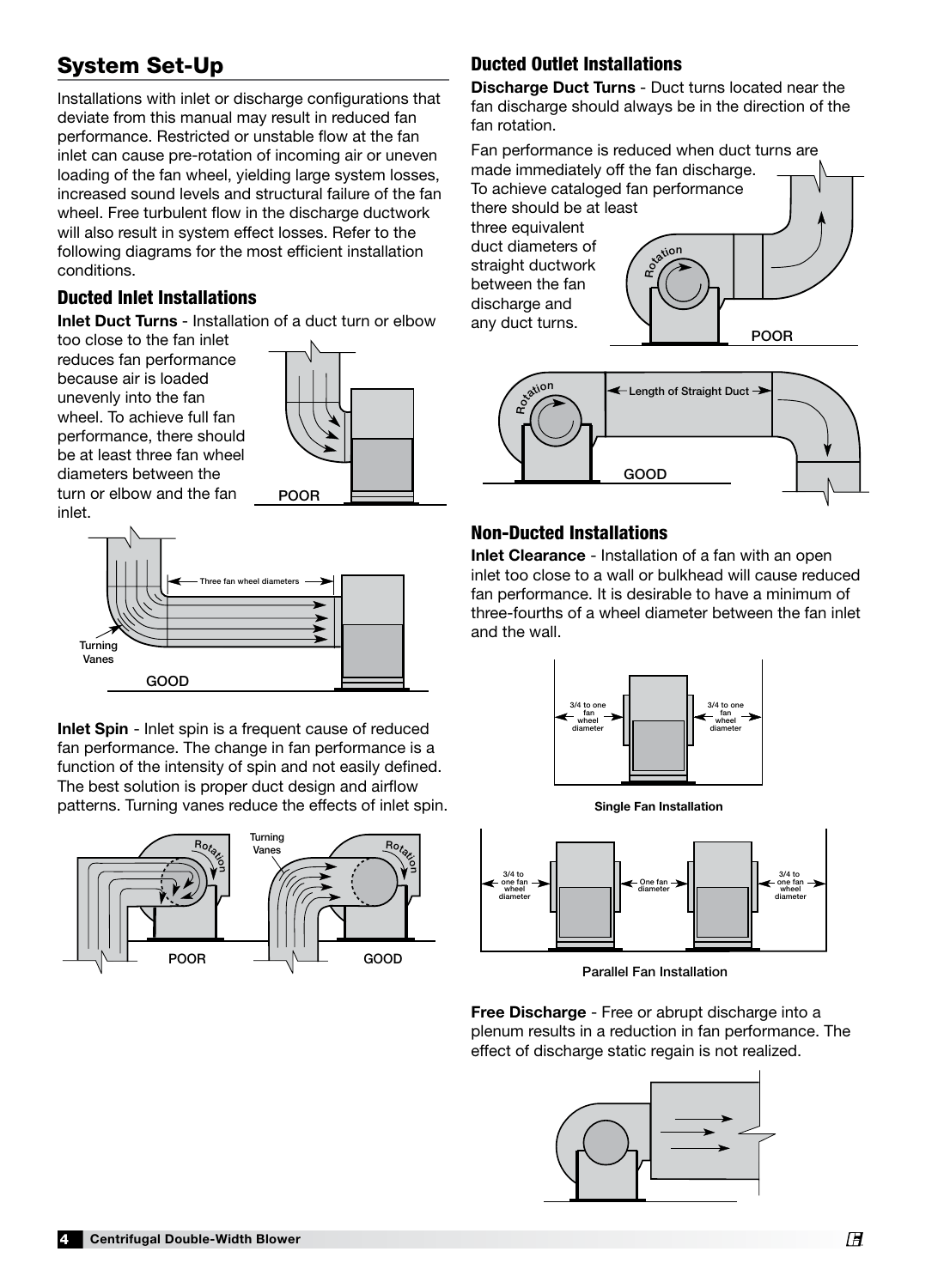## System Set-Up

Installations with inlet or discharge configurations that deviate from this manual may result in reduced fan performance. Restricted or unstable flow at the fan inlet can cause pre-rotation of incoming air or uneven loading of the fan wheel, yielding large system losses, increased sound levels and structural failure of the fan wheel. Free turbulent flow in the discharge ductwork will also result in system effect losses. Refer to the following diagrams for the most efficient installation conditions.

### Ducted Inlet Installations

**Inlet Duct Turns** - Installation of a duct turn or elbow too close to the fan inlet reduces fan performance because air is loaded unevenly into the fan wheel. To achieve full fan performance, there should be at least three fan wheel diameters between the turn or elbow and the fan inlet.

POOR

Three fan wheel diameters

Turning Vanes

GOOD

**Inlet Spin** - Inlet spin is a frequent cause of reduced fan performance. The change in fan performance is a function of the intensity of spin and not easily defined. The best solution is proper duct design and airflow patterns. Turning vanes reduce the effects of inlet spin.

Rotation — Turning Vanes — Rotation

POOR — GOOD

### Ducted Outlet Installations

**Discharge Duct Turns** - Duct turns located near the fan discharge should always be in the direction of the fan rotation.

Fan performance is reduced when duct turns are made immediately off the fan discharge. To achieve cataloged fan performance there should be at least three equivalent duct diameters of straight ductwork between the fan discharge and any duct turns.

Rotation

POOR

Rotation — Length of Straight Duct

GOOD

### Non-Ducted Installations

**Inlet Clearance** - Installation of a fan with an open inlet too close to a wall or bulkhead will cause reduced fan performance. It is desirable to have a minimum of three-fourths of a wheel diameter between the fan inlet and the wall.

3/4 to one fan wheel diameter — 3/4 to one fan wheel diameter

Single Fan Installation

3/4 to one fan wheel diameter — One fan diameter — 3/4 to one fan wheel diameter

Parallel Fan Installation

**Free Discharge** - Free or abrupt discharge into a plenum results in a reduction in fan performance. The effect of discharge static regain is not realized.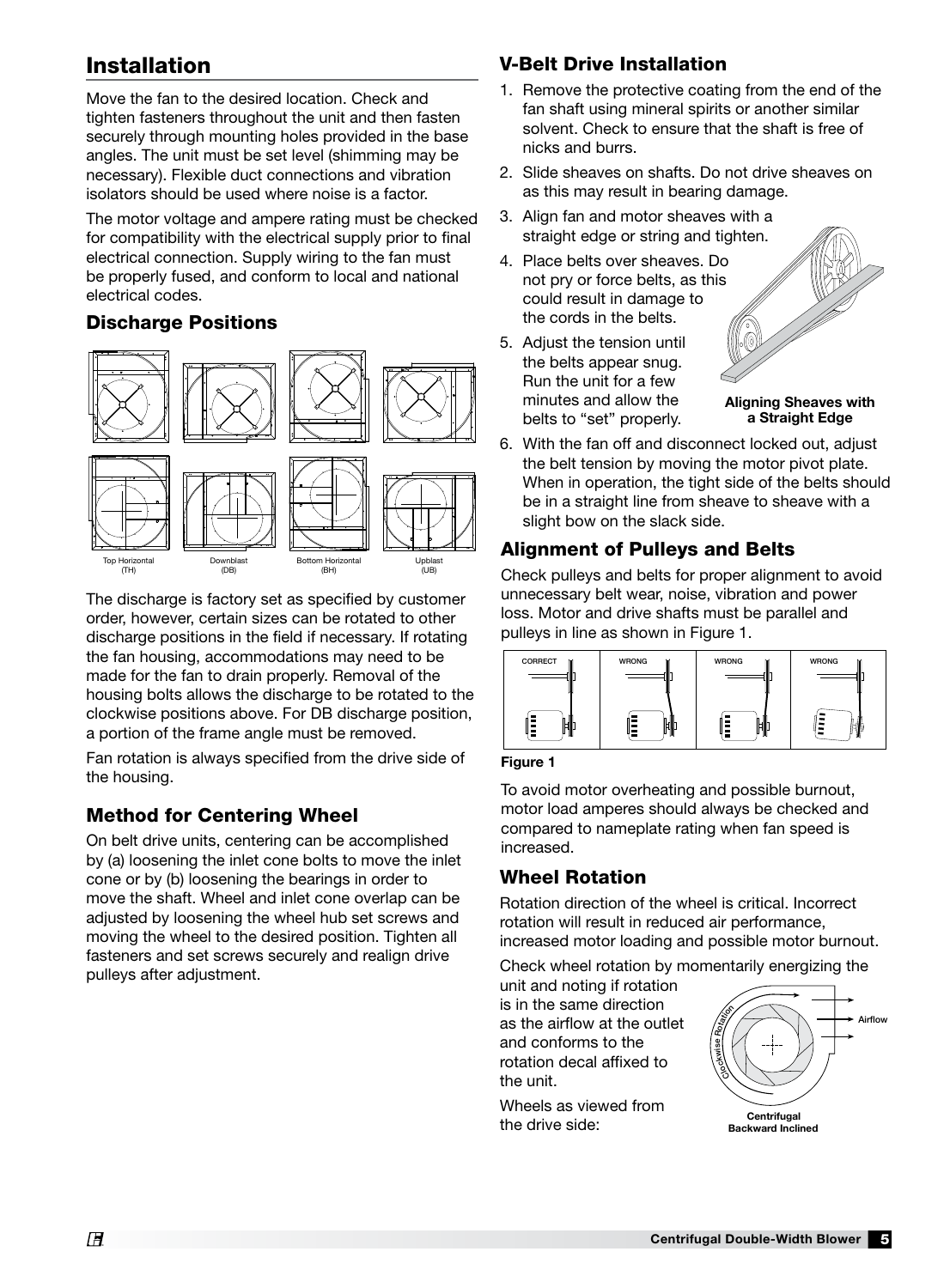## Installation

Move the fan to the desired location. Check and tighten fasteners throughout the unit and then fasten securely through mounting holes provided in the base angles. The unit must be set level (shimming may be necessary). Flexible duct connections and vibration isolators should be used where noise is a factor.

The motor voltage and ampere rating must be checked for compatibility with the electrical supply prior to final electrical connection. Supply wiring to the fan must be properly fused, and conform to local and national electrical codes.

### Discharge Positions

Top Horizontal (TH) | Downblast (DB) | Bottom Horizontal (BH) | Upblast (UB)

The discharge is factory set as specified by customer order, however, certain sizes can be rotated to other discharge positions in the field if necessary. If rotating the fan housing, accommodations may need to be made for the fan to drain properly. Removal of the housing bolts allows the discharge to be rotated to the clockwise positions above. For DB discharge position, a portion of the frame angle must be removed.

Fan rotation is always specified from the drive side of the housing.

### Method for Centering Wheel

On belt drive units, centering can be accomplished by (a) loosening the inlet cone bolts to move the inlet cone or by (b) loosening the bearings in order to move the shaft. Wheel and inlet cone overlap can be adjusted by loosening the wheel hub set screws and moving the wheel to the desired position. Tighten all fasteners and set screws securely and realign drive pulleys after adjustment.

### V-Belt Drive Installation

1. Remove the protective coating from the end of the fan shaft using mineral spirits or another similar solvent. Check to ensure that the shaft is free of nicks and burrs.
2. Slide sheaves on shafts. Do not drive sheaves on as this may result in bearing damage.
3. Align fan and motor sheaves with a straight edge or string and tighten.
4. Place belts over sheaves. Do not pry or force belts, as this could result in damage to the cords in the belts.
5. Adjust the tension until the belts appear snug. Run the unit for a few minutes and allow the belts to "set" properly.
6. With the fan off and disconnect locked out, adjust the belt tension by moving the motor pivot plate. When in operation, the tight side of the belts should be in a straight line from sheave to sheave with a slight bow on the slack side.

**Aligning Sheaves with a Straight Edge**

### Alignment of Pulleys and Belts

Check pulleys and belts for proper alignment to avoid unnecessary belt wear, noise, vibration and power loss. Motor and drive shafts must be parallel and pulleys in line as shown in Figure 1.

CORRECT | WRONG | WRONG | WRONG

**Figure 1**

To avoid motor overheating and possible burnout, motor load amperes should always be checked and compared to nameplate rating when fan speed is increased.

### Wheel Rotation

Rotation direction of the wheel is critical. Incorrect rotation will result in reduced air performance, increased motor loading and possible motor burnout.

Check wheel rotation by momentarily energizing the unit and noting if rotation is in the same direction as the airflow at the outlet and conforms to the rotation decal affixed to the unit.

Wheels as viewed from the drive side:

Clockwise Rotation | Airflow

**Centrifugal Backward Inclined**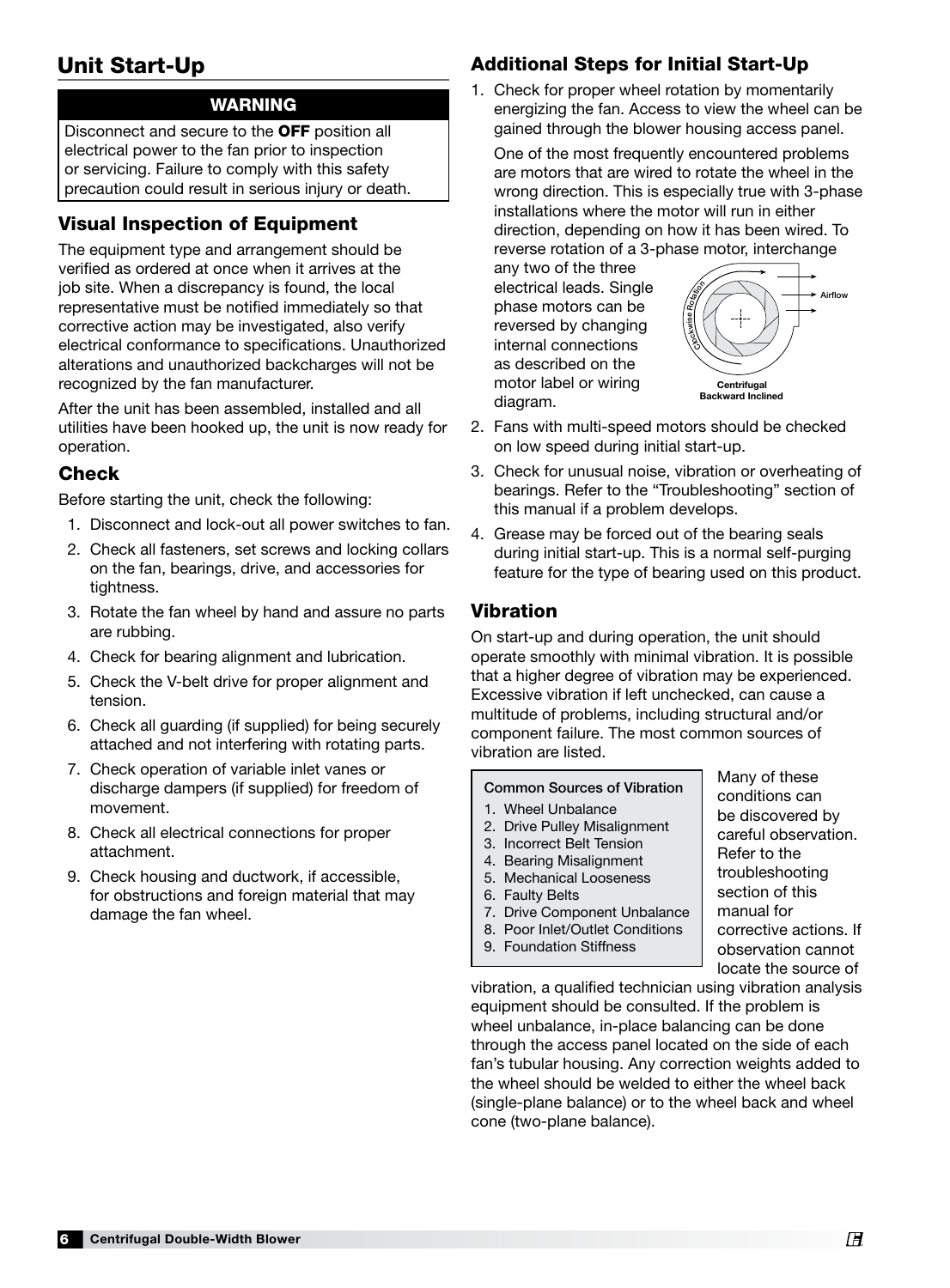## Unit Start-Up

**WARNING**

Disconnect and secure to the **OFF** position all electrical power to the fan prior to inspection or servicing. Failure to comply with this safety precaution could result in serious injury or death.

### Visual Inspection of Equipment

The equipment type and arrangement should be verified as ordered at once when it arrives at the job site. When a discrepancy is found, the local representative must be notified immediately so that corrective action may be investigated, also verify electrical conformance to specifications. Unauthorized alterations and unauthorized backcharges will not be recognized by the fan manufacturer.

After the unit has been assembled, installed and all utilities have been hooked up, the unit is now ready for operation.

### Check

Before starting the unit, check the following:

1. Disconnect and lock-out all power switches to fan.
2. Check all fasteners, set screws and locking collars on the fan, bearings, drive, and accessories for tightness.
3. Rotate the fan wheel by hand and assure no parts are rubbing.
4. Check for bearing alignment and lubrication.
5. Check the V-belt drive for proper alignment and tension.
6. Check all guarding (if supplied) for being securely attached and not interfering with rotating parts.
7. Check operation of variable inlet vanes or discharge dampers (if supplied) for freedom of movement.
8. Check all electrical connections for proper attachment.
9. Check housing and ductwork, if accessible, for obstructions and foreign material that may damage the fan wheel.

### Additional Steps for Initial Start-Up

1. Check for proper wheel rotation by momentarily energizing the fan. Access to view the wheel can be gained through the blower housing access panel.

   One of the most frequently encountered problems are motors that are wired to rotate the wheel in the wrong direction. This is especially true with 3-phase installations where the motor will run in either direction, depending on how it has been wired. To reverse rotation of a 3-phase motor, interchange any two of the three electrical leads. Single phase motors can be reversed by changing internal connections as described on the motor label or wiring diagram.

   Clockwise Rotation — Airflow — Centrifugal Backward Inclined

2. Fans with multi-speed motors should be checked on low speed during initial start-up.
3. Check for unusual noise, vibration or overheating of bearings. Refer to the "Troubleshooting" section of this manual if a problem develops.
4. Grease may be forced out of the bearing seals during initial start-up. This is a normal self-purging feature for the type of bearing used on this product.

### Vibration

On start-up and during operation, the unit should operate smoothly with minimal vibration. It is possible that a higher degree of vibration may be experienced. Excessive vibration if left unchecked, can cause a multitude of problems, including structural and/or component failure. The most common sources of vibration are listed.

**Common Sources of Vibration**

1. Wheel Unbalance
2. Drive Pulley Misalignment
3. Incorrect Belt Tension
4. Bearing Misalignment
5. Mechanical Looseness
6. Faulty Belts
7. Drive Component Unbalance
8. Poor Inlet/Outlet Conditions
9. Foundation Stiffness

Many of these conditions can be discovered by careful observation. Refer to the troubleshooting section of this manual for corrective actions. If observation cannot locate the source of vibration, a qualified technician using vibration analysis equipment should be consulted. If the problem is wheel unbalance, in-place balancing can be done through the access panel located on the side of each fan's tubular housing. Any correction weights added to the wheel should be welded to either the wheel back (single-plane balance) or to the wheel back and wheel cone (two-plane balance).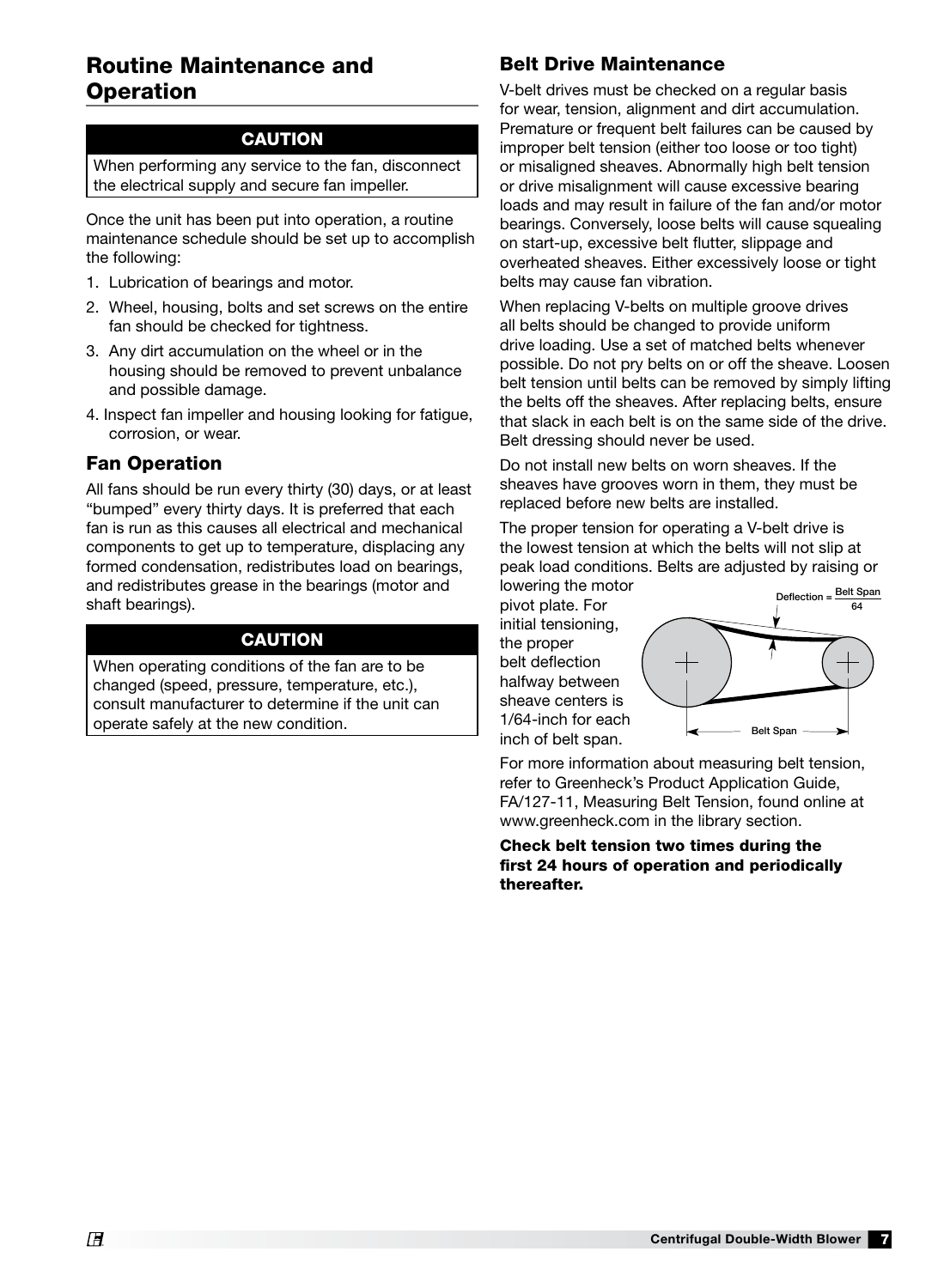## Routine Maintenance and Operation

**CAUTION**

When performing any service to the fan, disconnect the electrical supply and secure fan impeller.

Once the unit has been put into operation, a routine maintenance schedule should be set up to accomplish the following:

1. Lubrication of bearings and motor.
2. Wheel, housing, bolts and set screws on the entire fan should be checked for tightness.
3. Any dirt accumulation on the wheel or in the housing should be removed to prevent unbalance and possible damage.
4. Inspect fan impeller and housing looking for fatigue, corrosion, or wear.

### Fan Operation

All fans should be run every thirty (30) days, or at least "bumped" every thirty days. It is preferred that each fan is run as this causes all electrical and mechanical components to get up to temperature, displacing any formed condensation, redistributes load on bearings, and redistributes grease in the bearings (motor and shaft bearings).

**CAUTION**

When operating conditions of the fan are to be changed (speed, pressure, temperature, etc.), consult manufacturer to determine if the unit can operate safely at the new condition.

### Belt Drive Maintenance

V-belt drives must be checked on a regular basis for wear, tension, alignment and dirt accumulation. Premature or frequent belt failures can be caused by improper belt tension (either too loose or too tight) or misaligned sheaves. Abnormally high belt tension or drive misalignment will cause excessive bearing loads and may result in failure of the fan and/or motor bearings. Conversely, loose belts will cause squealing on start-up, excessive belt flutter, slippage and overheated sheaves. Either excessively loose or tight belts may cause fan vibration.

When replacing V-belts on multiple groove drives all belts should be changed to provide uniform drive loading. Use a set of matched belts whenever possible. Do not pry belts on or off the sheave. Loosen belt tension until belts can be removed by simply lifting the belts off the sheaves. After replacing belts, ensure that slack in each belt is on the same side of the drive. Belt dressing should never be used.

Do not install new belts on worn sheaves. If the sheaves have grooves worn in them, they must be replaced before new belts are installed.

The proper tension for operating a V-belt drive is the lowest tension at which the belts will not slip at peak load conditions. Belts are adjusted by raising or lowering the motor pivot plate. For initial tensioning, the proper belt deflection halfway between sheave centers is 1/64-inch for each inch of belt span.

Deflection = $\frac{\text{Belt Span}}{64}$

Belt Span

For more information about measuring belt tension, refer to Greenheck's Product Application Guide, FA/127-11, Measuring Belt Tension, found online at www.greenheck.com in the library section.

**Check belt tension two times during the first 24 hours of operation and periodically thereafter.**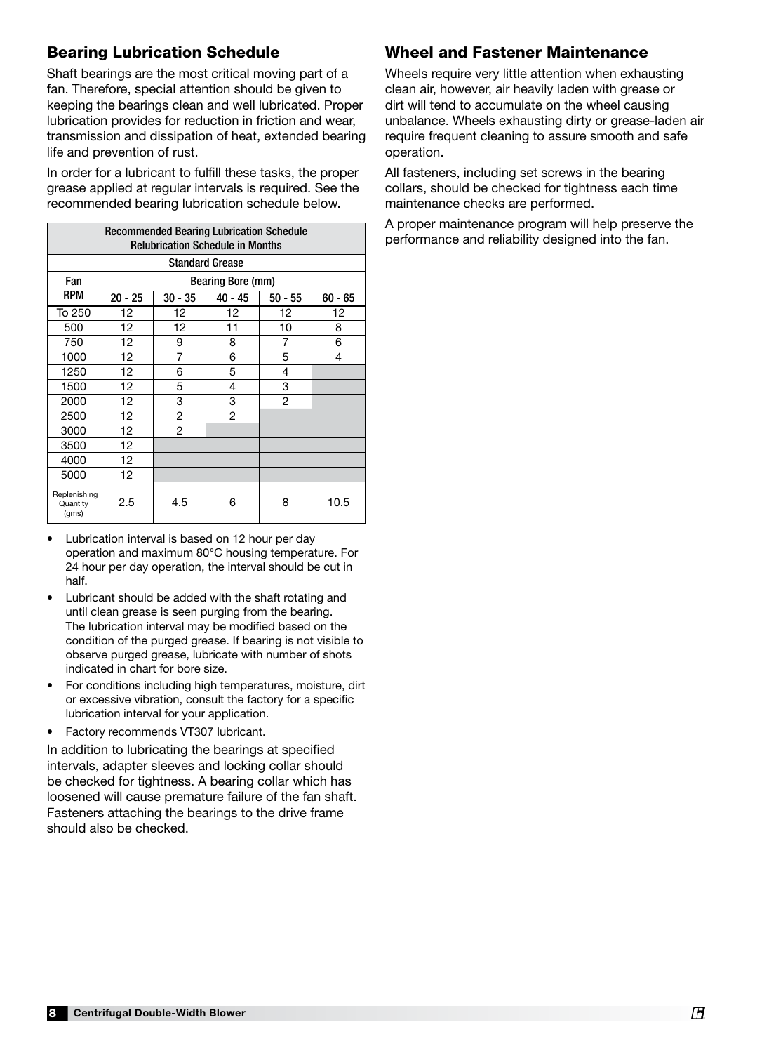## Bearing Lubrication Schedule

Shaft bearings are the most critical moving part of a fan. Therefore, special attention should be given to keeping the bearings clean and well lubricated. Proper lubrication provides for reduction in friction and wear, transmission and dissipation of heat, extended bearing life and prevention of rust.

In order for a lubricant to fulfill these tasks, the proper grease applied at regular intervals is required. See the recommended bearing lubrication schedule below.

| Recommended Bearing Lubrication Schedule<br>Relubrication Schedule in Months | | | | | |
|---|---|---|---|---|---|
| Standard Grease | | | | | |
| Fan RPM | Bearing Bore (mm) | | | | |
| | 20 - 25 | 30 - 35 | 40 - 45 | 50 - 55 | 60 - 65 |
| To 250 | 12 | 12 | 12 | 12 | 12 |
| 500 | 12 | 12 | 11 | 10 | 8 |
| 750 | 12 | 9 | 8 | 7 | 6 |
| 1000 | 12 | 7 | 6 | 5 | 4 |
| 1250 | 12 | 6 | 5 | 4 | |
| 1500 | 12 | 5 | 4 | 3 | |
| 2000 | 12 | 3 | 3 | 2 | |
| 2500 | 12 | 2 | 2 | | |
| 3000 | 12 | 2 | | | |
| 3500 | 12 | | | | |
| 4000 | 12 | | | | |
| 5000 | 12 | | | | |
| Replenishing Quantity (gms) | 2.5 | 4.5 | 6 | 8 | 10.5 |

- Lubrication interval is based on 12 hour per day operation and maximum 80°C housing temperature. For 24 hour per day operation, the interval should be cut in half.
- Lubricant should be added with the shaft rotating and until clean grease is seen purging from the bearing. The lubrication interval may be modified based on the condition of the purged grease. If bearing is not visible to observe purged grease, lubricate with number of shots indicated in chart for bore size.
- For conditions including high temperatures, moisture, dirt or excessive vibration, consult the factory for a specific lubrication interval for your application.
- Factory recommends VT307 lubricant.

In addition to lubricating the bearings at specified intervals, adapter sleeves and locking collar should be checked for tightness. A bearing collar which has loosened will cause premature failure of the fan shaft. Fasteners attaching the bearings to the drive frame should also be checked.

## Wheel and Fastener Maintenance

Wheels require very little attention when exhausting clean air, however, air heavily laden with grease or dirt will tend to accumulate on the wheel causing unbalance. Wheels exhausting dirty or grease-laden air require frequent cleaning to assure smooth and safe operation.

All fasteners, including set screws in the bearing collars, should be checked for tightness each time maintenance checks are performed.

A proper maintenance program will help preserve the performance and reliability designed into the fan.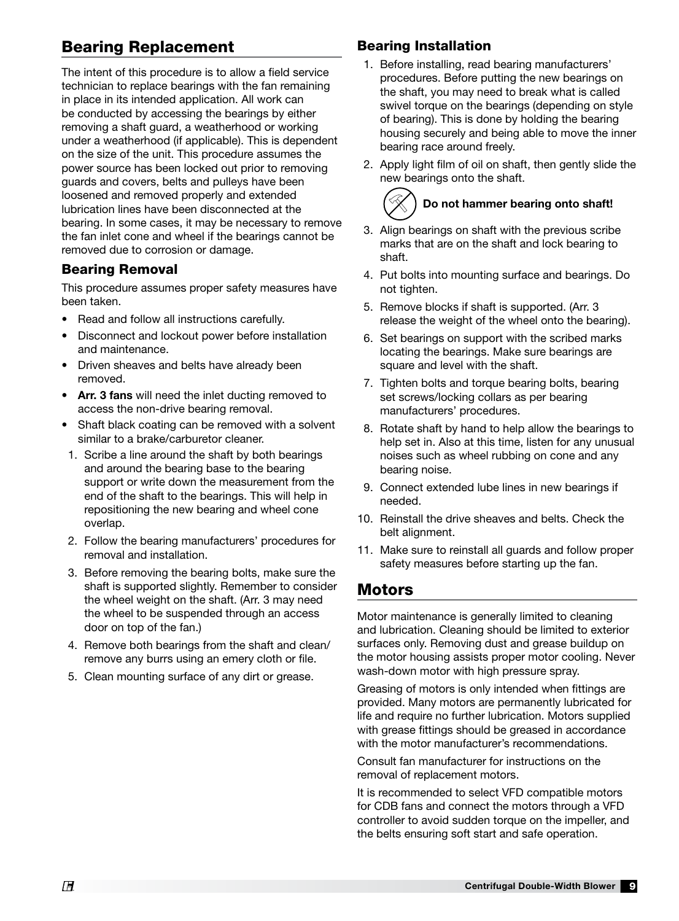## Bearing Replacement

The intent of this procedure is to allow a field service technician to replace bearings with the fan remaining in place in its intended application. All work can be conducted by accessing the bearings by either removing a shaft guard, a weatherhood or working under a weatherhood (if applicable). This is dependent on the size of the unit. This procedure assumes the power source has been locked out prior to removing guards and covers, belts and pulleys have been loosened and removed properly and extended lubrication lines have been disconnected at the bearing. In some cases, it may be necessary to remove the fan inlet cone and wheel if the bearings cannot be removed due to corrosion or damage.

### Bearing Removal

This procedure assumes proper safety measures have been taken.

- Read and follow all instructions carefully.
- Disconnect and lockout power before installation and maintenance.
- Driven sheaves and belts have already been removed.
- **Arr. 3 fans** will need the inlet ducting removed to access the non-drive bearing removal.
- Shaft black coating can be removed with a solvent similar to a brake/carburetor cleaner.

1. Scribe a line around the shaft by both bearings and around the bearing base to the bearing support or write down the measurement from the end of the shaft to the bearings. This will help in repositioning the new bearing and wheel cone overlap.
2. Follow the bearing manufacturers' procedures for removal and installation.
3. Before removing the bearing bolts, make sure the shaft is supported slightly. Remember to consider the wheel weight on the shaft. (Arr. 3 may need the wheel to be suspended through an access door on top of the fan.)
4. Remove both bearings from the shaft and clean/remove any burrs using an emery cloth or file.
5. Clean mounting surface of any dirt or grease.

### Bearing Installation

1. Before installing, read bearing manufacturers' procedures. Before putting the new bearings on the shaft, you may need to break what is called swivel torque on the bearings (depending on style of bearing). This is done by holding the bearing housing securely and being able to move the inner bearing race around freely.
2. Apply light film of oil on shaft, then gently slide the new bearings onto the shaft.

   **Do not hammer bearing onto shaft!**

3. Align bearings on shaft with the previous scribe marks that are on the shaft and lock bearing to shaft.
4. Put bolts into mounting surface and bearings. Do not tighten.
5. Remove blocks if shaft is supported. (Arr. 3 release the weight of the wheel onto the bearing).
6. Set bearings on support with the scribed marks locating the bearings. Make sure bearings are square and level with the shaft.
7. Tighten bolts and torque bearing bolts, bearing set screws/locking collars as per bearing manufacturers' procedures.
8. Rotate shaft by hand to help allow the bearings to help set in. Also at this time, listen for any unusual noises such as wheel rubbing on cone and any bearing noise.
9. Connect extended lube lines in new bearings if needed.
10. Reinstall the drive sheaves and belts. Check the belt alignment.
11. Make sure to reinstall all guards and follow proper safety measures before starting up the fan.

## Motors

Motor maintenance is generally limited to cleaning and lubrication. Cleaning should be limited to exterior surfaces only. Removing dust and grease buildup on the motor housing assists proper motor cooling. Never wash-down motor with high pressure spray.

Greasing of motors is only intended when fittings are provided. Many motors are permanently lubricated for life and require no further lubrication. Motors supplied with grease fittings should be greased in accordance with the motor manufacturer's recommendations.

Consult fan manufacturer for instructions on the removal of replacement motors.

It is recommended to select VFD compatible motors for CDB fans and connect the motors through a VFD controller to avoid sudden torque on the impeller, and the belts ensuring soft start and safe operation.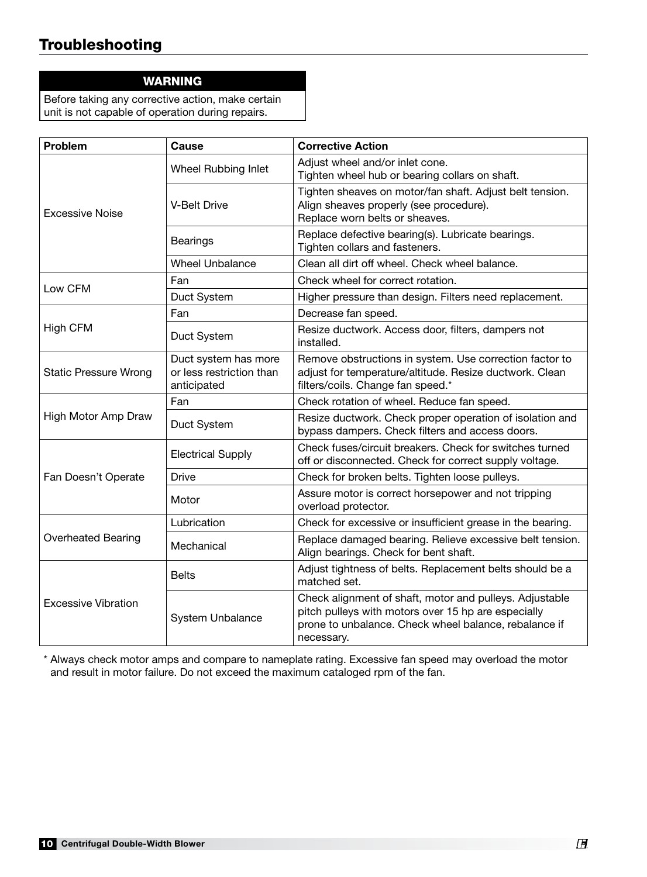## Troubleshooting

**WARNING**

Before taking any corrective action, make certain unit is not capable of operation during repairs.

| Problem | Cause | Corrective Action |
|---|---|---|
| Excessive Noise | Wheel Rubbing Inlet | Adjust wheel and/or inlet cone. Tighten wheel hub or bearing collars on shaft. |
| | V-Belt Drive | Tighten sheaves on motor/fan shaft. Adjust belt tension. Align sheaves properly (see procedure). Replace worn belts or sheaves. |
| | Bearings | Replace defective bearing(s). Lubricate bearings. Tighten collars and fasteners. |
| | Wheel Unbalance | Clean all dirt off wheel. Check wheel balance. |
| Low CFM | Fan | Check wheel for correct rotation. |
| | Duct System | Higher pressure than design. Filters need replacement. |
| High CFM | Fan | Decrease fan speed. |
| | Duct System | Resize ductwork. Access door, filters, dampers not installed. |
| Static Pressure Wrong | Duct system has more or less restriction than anticipated | Remove obstructions in system. Use correction factor to adjust for temperature/altitude. Resize ductwork. Clean filters/coils. Change fan speed.* |
| High Motor Amp Draw | Fan | Check rotation of wheel. Reduce fan speed. |
| | Duct System | Resize ductwork. Check proper operation of isolation and bypass dampers. Check filters and access doors. |
| Fan Doesn't Operate | Electrical Supply | Check fuses/circuit breakers. Check for switches turned off or disconnected. Check for correct supply voltage. |
| | Drive | Check for broken belts. Tighten loose pulleys. |
| | Motor | Assure motor is correct horsepower and not tripping overload protector. |
| Overheated Bearing | Lubrication | Check for excessive or insufficient grease in the bearing. |
| | Mechanical | Replace damaged bearing. Relieve excessive belt tension. Align bearings. Check for bent shaft. |
| Excessive Vibration | Belts | Adjust tightness of belts. Replacement belts should be a matched set. |
| | System Unbalance | Check alignment of shaft, motor and pulleys. Adjustable pitch pulleys with motors over 15 hp are especially prone to unbalance. Check wheel balance, rebalance if necessary. |

* Always check motor amps and compare to nameplate rating. Excessive fan speed may overload the motor and result in motor failure. Do not exceed the maximum cataloged rpm of the fan.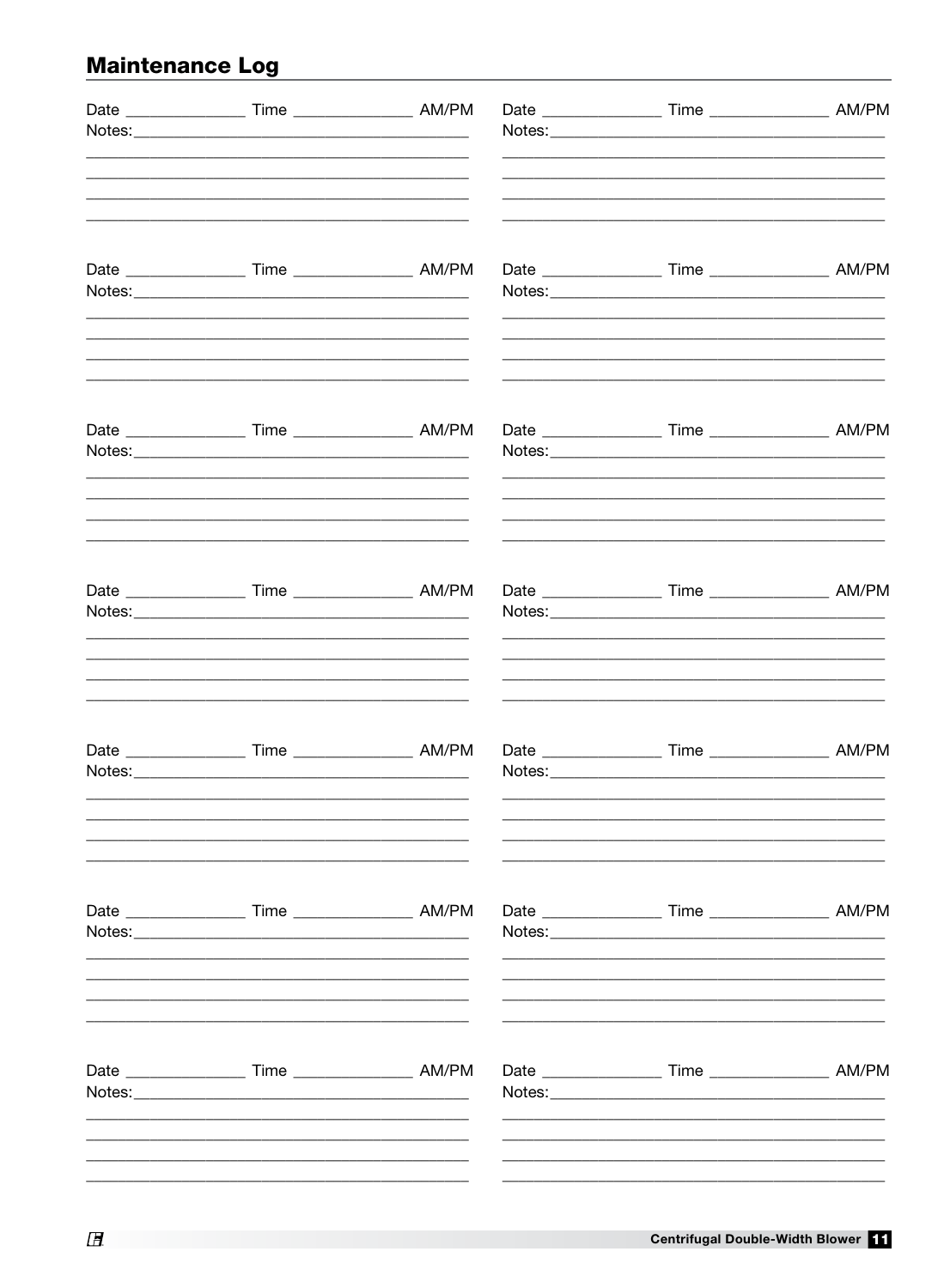## Maintenance Log

Date _______________ Time _______________ AM/PM
Notes:_____________________________________________
_____________________________________________
_____________________________________________
_____________________________________________
_____________________________________________

Date _______________ Time _______________ AM/PM
Notes:_____________________________________________
_____________________________________________
_____________________________________________
_____________________________________________
_____________________________________________

Date _______________ Time _______________ AM/PM
Notes:_____________________________________________
_____________________________________________
_____________________________________________
_____________________________________________
_____________________________________________

Date _______________ Time _______________ AM/PM
Notes:_____________________________________________
_____________________________________________
_____________________________________________
_____________________________________________
_____________________________________________

Date _______________ Time _______________ AM/PM
Notes:_____________________________________________
_____________________________________________
_____________________________________________
_____________________________________________
_____________________________________________

Date _______________ Time _______________ AM/PM
Notes:_____________________________________________
_____________________________________________
_____________________________________________
_____________________________________________
_____________________________________________

Date _______________ Time _______________ AM/PM
Notes:_____________________________________________
_____________________________________________
_____________________________________________
_____________________________________________
_____________________________________________

Date _______________ Time _______________ AM/PM
Notes:_____________________________________________
_____________________________________________
_____________________________________________
_____________________________________________
_____________________________________________

Date _______________ Time _______________ AM/PM
Notes:_____________________________________________
_____________________________________________
_____________________________________________
_____________________________________________
_____________________________________________

Date _______________ Time _______________ AM/PM
Notes:_____________________________________________
_____________________________________________
_____________________________________________
_____________________________________________
_____________________________________________

Date _______________ Time _______________ AM/PM
Notes:_____________________________________________
_____________________________________________
_____________________________________________
_____________________________________________
_____________________________________________

Date _______________ Time _______________ AM/PM
Notes:_____________________________________________
_____________________________________________
_____________________________________________
_____________________________________________
_____________________________________________

Date _______________ Time _______________ AM/PM
Notes:_____________________________________________
_____________________________________________
_____________________________________________
_____________________________________________
_____________________________________________

Date _______________ Time _______________ AM/PM
Notes:_____________________________________________
_____________________________________________
_____________________________________________
_____________________________________________
_____________________________________________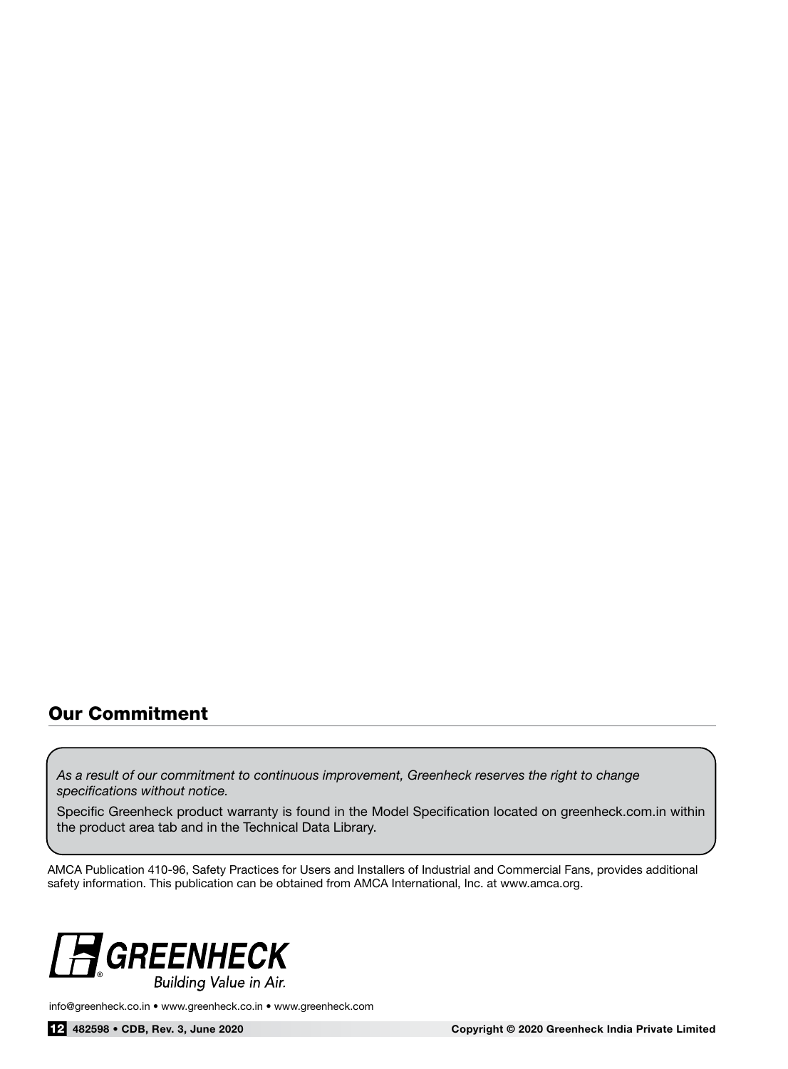## Our Commitment

*As a result of our commitment to continuous improvement, Greenheck reserves the right to change specifications without notice.*

Specific Greenheck product warranty is found in the Model Specification located on greenheck.com.in within the product area tab and in the Technical Data Library.

AMCA Publication 410-96, Safety Practices for Users and Installers of Industrial and Commercial Fans, provides additional safety information. This publication can be obtained from AMCA International, Inc. at www.amca.org.

GREENHECK
Building Value in Air.

info@greenheck.co.in • www.greenheck.co.in • www.greenheck.com

482598 • CDB, Rev. 3, June 2020

Copyright © 2020 Greenheck India Private Limited